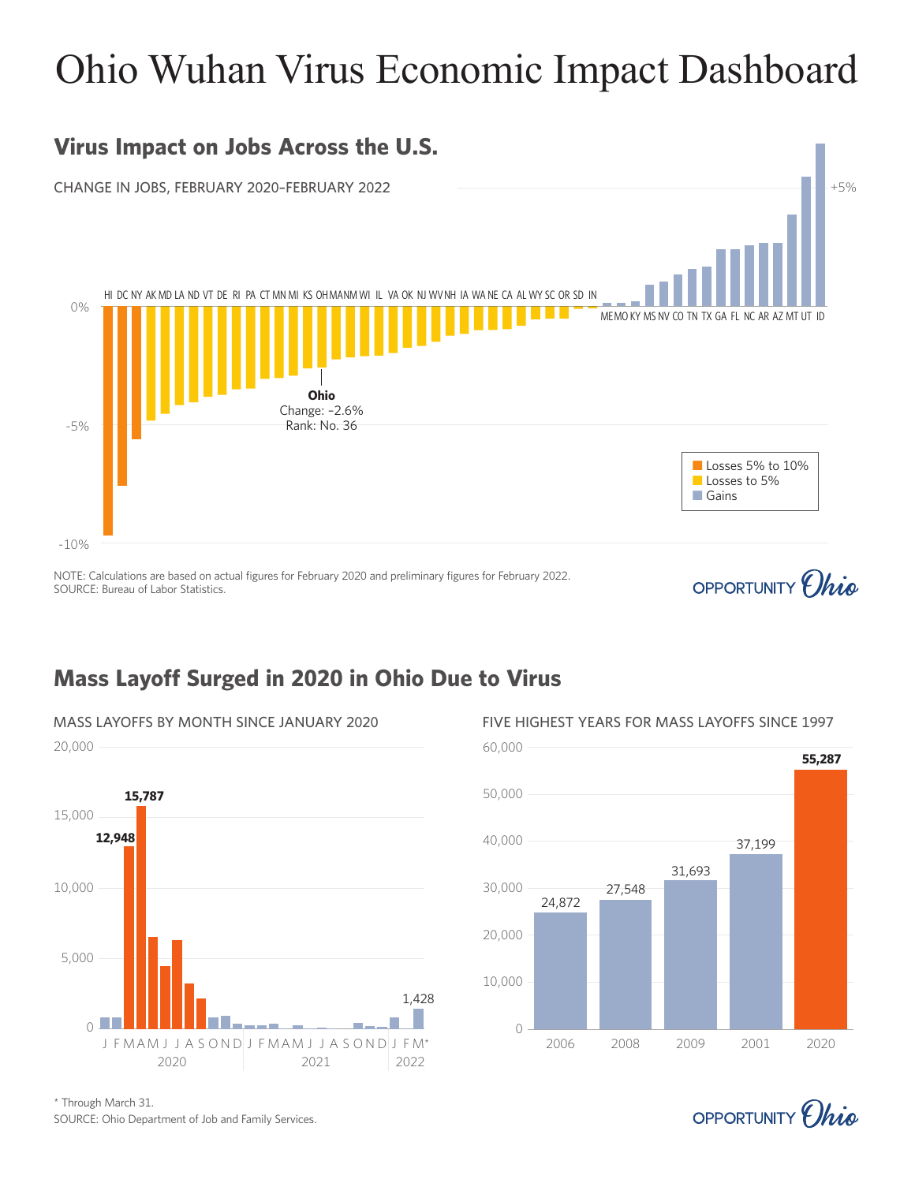# Ohio Wuhan Virus Economic Impact Dashboard

## Virus Impact on Jobs Across the U.S.

CHANGE IN JOBS, FEBRUARY 2020–FEBRUARY 2022

HI DC NY AK MD LA ND VT DE RI PA CT MN MI KS OH MA NM WI IL VA OK NJ WV NH IA WA NE CA AL WY SC OR SD IN ME MO KY MS NV CO TN TX GA FL NC AR AZ MT UT ID

+5%
0%
-5%
-10%

**Ohio**
Change: -2.6%
Rank: No. 36

- Losses 5% to 10%
- Losses to 5%
- Gains

NOTE: Calculations are based on actual figures for February 2020 and preliminary figures for February 2022.
SOURCE: Bureau of Labor Statistics.

OPPORTUNITY Ohio

## Mass Layoff Surged in 2020 in Ohio Due to Virus

MASS LAYOFFS BY MONTH SINCE JANUARY 2020

20,000
15,000
10,000
5,000
0

**12,948**
**15,787**
1,428

J F M A M J J A S O N D J F M A M J J A S O N D J F M*
2020 2021 2022

FIVE HIGHEST YEARS FOR MASS LAYOFFS SINCE 1997

| Year | Mass layoffs |
|---|---|
| 2006 | 24,872 |
| 2008 | 27,548 |
| 2009 | 31,693 |
| 2001 | 37,199 |
| 2020 | **55,287** |

\* Through March 31.
SOURCE: Ohio Department of Job and Family Services.

OPPORTUNITY Ohio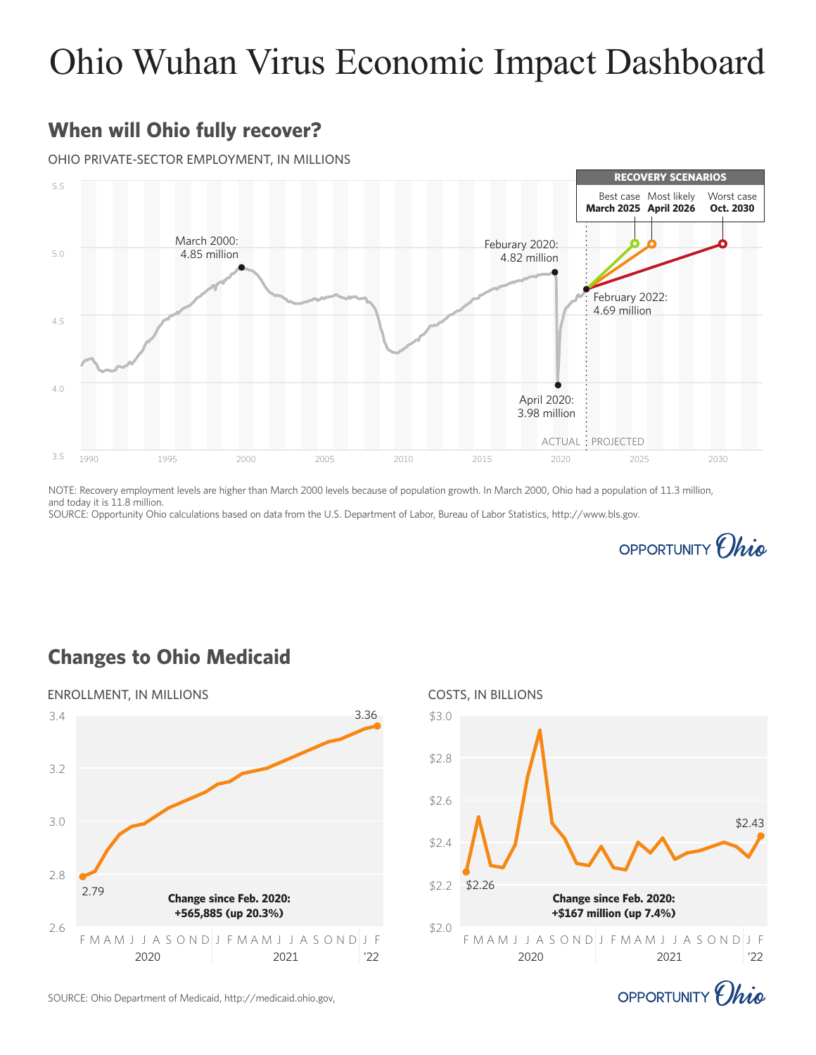# Ohio Wuhan Virus Economic Impact Dashboard

## When will Ohio fully recover?

OHIO PRIVATE-SECTOR EMPLOYMENT, IN MILLIONS

RECOVERY SCENARIOS

| Best case | Most likely | Worst case |
|---|---|---|
| **March 2025** | **April 2026** | **Oct. 2030** |

March 2000: 4.85 million

Feburary 2020: 4.82 million

February 2022: 4.69 million

April 2020: 3.98 million

ACTUAL | PROJECTED

NOTE: Recovery employment levels are higher than March 2000 levels because of population growth. In March 2000, Ohio had a population of 11.3 million, and today it is 11.8 million.
SOURCE: Opportunity Ohio calculations based on data from the U.S. Department of Labor, Bureau of Labor Statistics, http://www.bls.gov.

OPPORTUNITY Ohio

## Changes to Ohio Medicaid

ENROLLMENT, IN MILLIONS

2.79 → 3.36

**Change since Feb. 2020: +565,885 (up 20.3%)**

COSTS, IN BILLIONS

$2.26 → $2.43

**Change since Feb. 2020: +$167 million (up 7.4%)**

SOURCE: Ohio Department of Medicaid, http://medicaid.ohio.gov,

OPPORTUNITY Ohio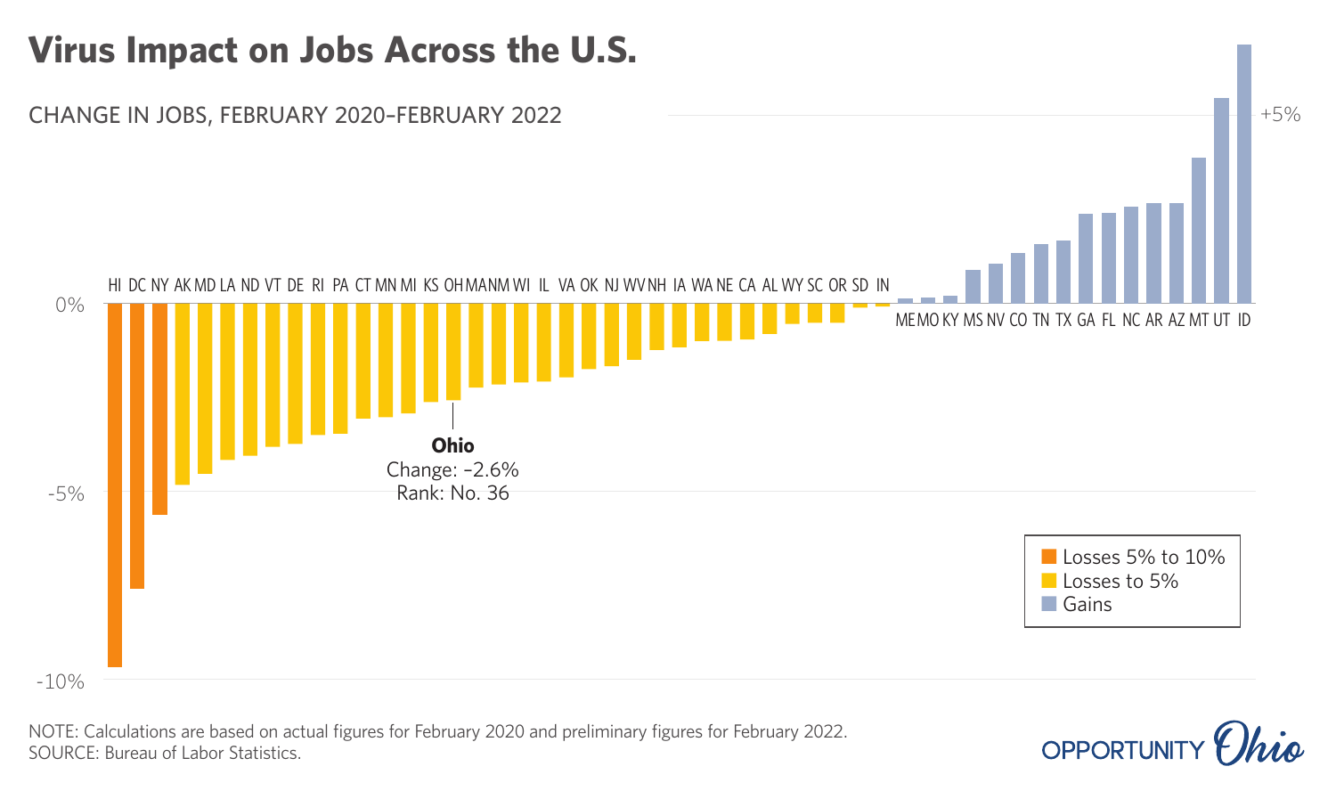# Virus Impact on Jobs Across the U.S.

CHANGE IN JOBS, FEBRUARY 2020–FEBRUARY 2022

+5%

0%

-5%

-10%

HI DC NY AK MD LA ND VT DE RI PA CT MN MI KS OH MA NM WI IL VA OK NJ WV NH IA WA NE CA AL WY SC OR SD IN

ME MO KY MS NV CO TN TX GA FL NC AR AZ MT UT ID

**Ohio**
Change: –2.6%
Rank: No. 36

Losses 5% to 10%
Losses to 5%
Gains

NOTE: Calculations are based on actual figures for February 2020 and preliminary figures for February 2022.
SOURCE: Bureau of Labor Statistics.

OPPORTUNITY *Ohio*